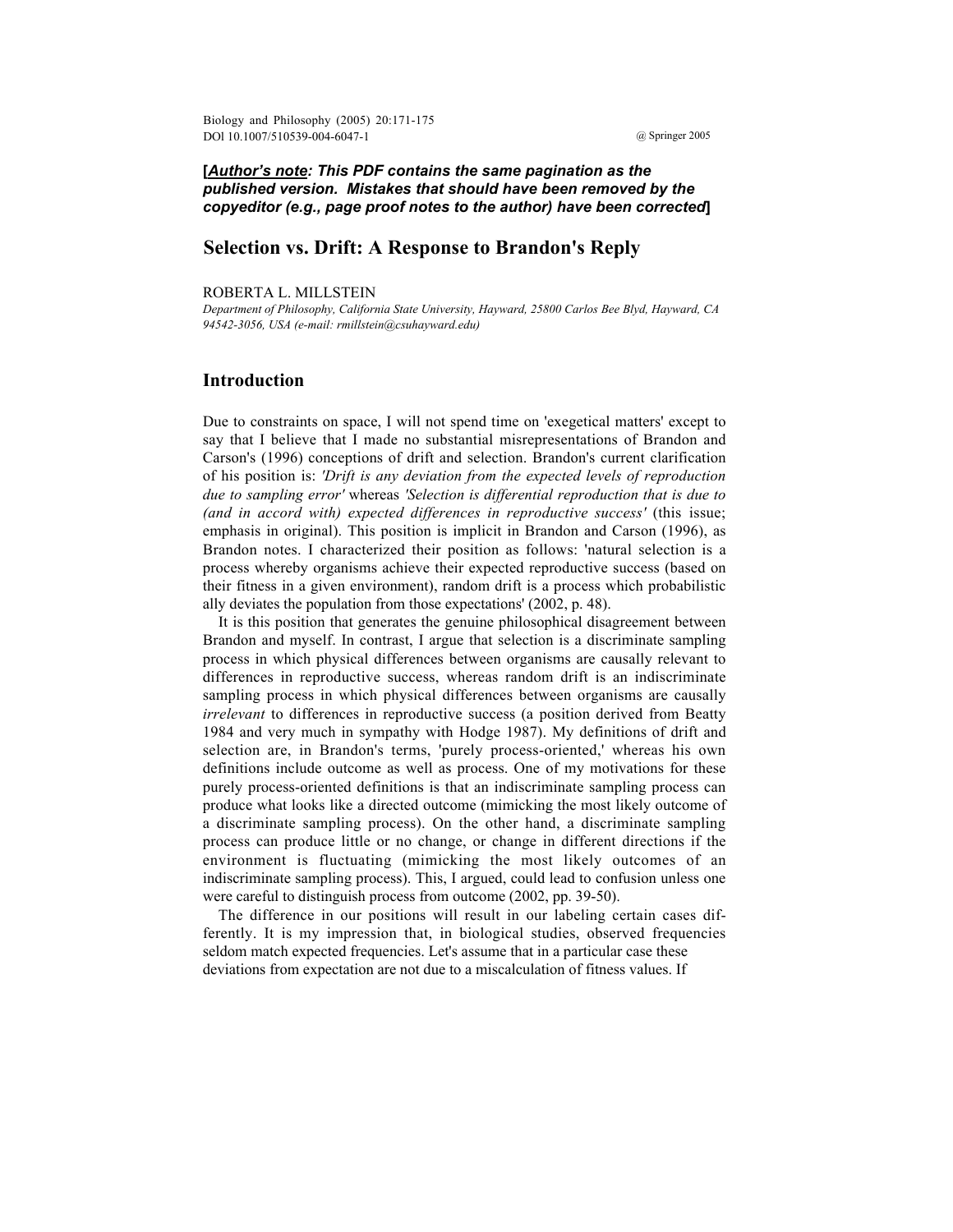**[*Author's note*: *This PDF contains the same pagination as the published version. Mistakes that should have been removed by the copyeditor (e.g., page proof notes to the author) have been corrected*]**

# Selection vs. Drift: A Response to Brandon's Reply

ROBERTA L. MILLSTEIN

*Department of Philosophy, California State University, Hayward, 25800 Carlos Bee Blvd, Hayward, CA 94542-3056, USA (e-mail: rmillstein@csuhayward.edu)*

## Introduction

Due to constraints on space, I will not spend time on 'exegetical matters' except to say that I believe that I made no substantial misrepresentations of Brandon and Carson's (1996) conceptions of drift and selection. Brandon's current clarification of his position is: *'Drift is any deviation from the expected levels of reproduction due to sampling error'* whereas *'Selection is differential reproduction that is due to (and in accord with) expected differences in reproductive success'* (this issue; emphasis in original). This position is implicit in Brandon and Carson (1996), as Brandon notes. I characterized their position as follows: 'natural selection is a process whereby organisms achieve their expected reproductive success (based on their fitness in a given environment), random drift is a process which probabilistic ally deviates the population from those expectations' (2002, p. 48).

It is this position that generates the genuine philosophical disagreement between Brandon and myself. In contrast, I argue that selection is a discriminate sampling process in which physical differences between organisms are causally relevant to differences in reproductive success, whereas random drift is an indiscriminate sampling process in which physical differences between organisms are causally *irrelevant* to differences in reproductive success (a position derived from Beatty 1984 and very much in sympathy with Hodge 1987). My definitions of drift and selection are, in Brandon's terms, 'purely process-oriented,' whereas his own definitions include outcome as well as process. One of my motivations for these purely process-oriented definitions is that an indiscriminate sampling process can produce what looks like a directed outcome (mimicking the most likely outcome of a discriminate sampling process). On the other hand, a discriminate sampling process can produce little or no change, or change in different directions if the environment is fluctuating (mimicking the most likely outcomes of an indiscriminate sampling process). This, I argued, could lead to confusion unless one were careful to distinguish process from outcome (2002, pp. 39-50).

The difference in our positions will result in our labeling certain cases differently. It is my impression that, in biological studies, observed frequencies seldom match expected frequencies. Let's assume that in a particular case these deviations from expectation are not due to a miscalculation of fitness values. If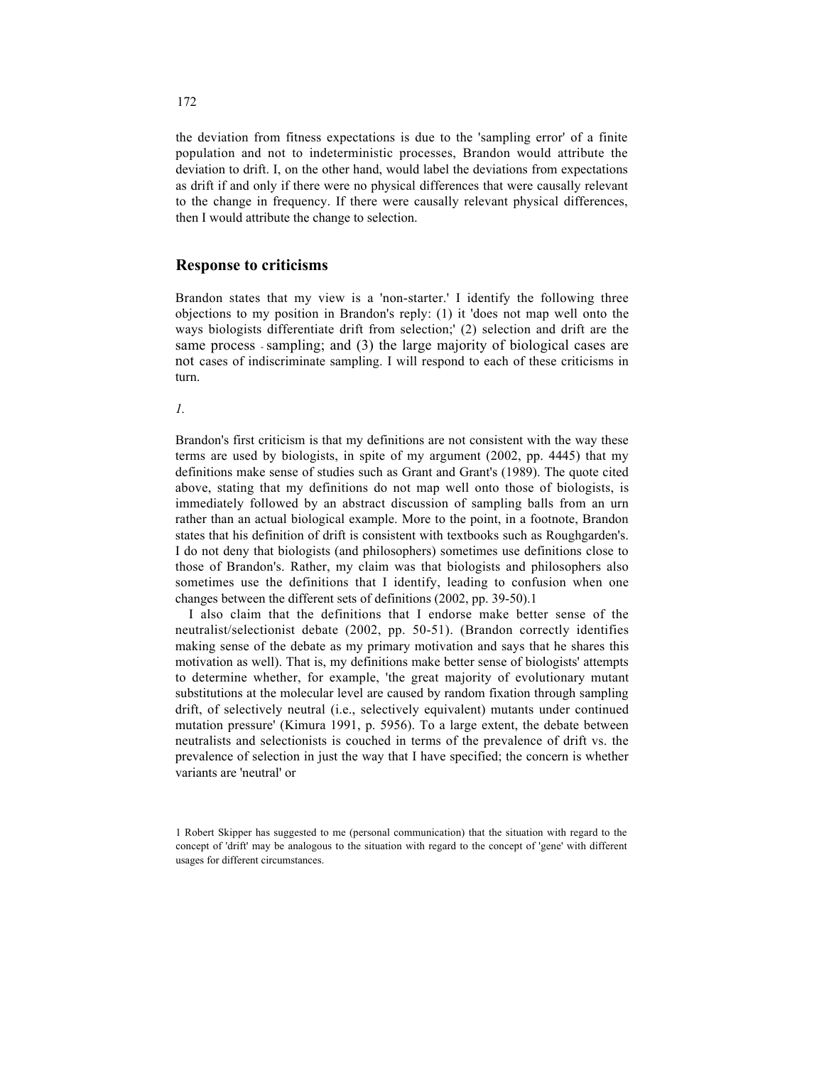the deviation from fitness expectations is due to the 'sampling error' of a finite population and not to indeterministic processes, Brandon would attribute the deviation to drift. I, on the other hand, would label the deviations from expectations as drift if and only if there were no physical differences that were causally relevant to the change in frequency. If there were causally relevant physical differences, then I would attribute the change to selection.

## Response to criticisms

Brandon states that my view is a 'non-starter.' I identify the following three objections to my position in Brandon's reply: (1) it 'does not map well onto the ways biologists differentiate drift from selection;' (2) selection and drift are the same process - sampling; and (3) the large majority of biological cases are not cases of indiscriminate sampling. I will respond to each of these criticisms in turn.

*1.*

Brandon's first criticism is that my definitions are not consistent with the way these terms are used by biologists, in spite of my argument (2002, pp. 4445) that my definitions make sense of studies such as Grant and Grant's (1989). The quote cited above, stating that my definitions do not map well onto those of biologists, is immediately followed by an abstract discussion of sampling balls from an urn rather than an actual biological example. More to the point, in a footnote, Brandon states that his definition of drift is consistent with textbooks such as Roughgarden's. I do not deny that biologists (and philosophers) sometimes use definitions close to those of Brandon's. Rather, my claim was that biologists and philosophers also sometimes use the definitions that I identify, leading to confusion when one changes between the different sets of definitions (2002, pp. 39-50).[1]

I also claim that the definitions that I endorse make better sense of the neutralist/selectionist debate (2002, pp. 50-51). (Brandon correctly identifies making sense of the debate as my primary motivation and says that he shares this motivation as well). That is, my definitions make better sense of biologists' attempts to determine whether, for example, 'the great majority of evolutionary mutant substitutions at the molecular level are caused by random fixation through sampling drift, of selectively neutral (i.e., selectively equivalent) mutants under continued mutation pressure' (Kimura 1991, p. 5956). To a large extent, the debate between neutralists and selectionists is couched in terms of the prevalence of drift vs. the prevalence of selection in just the way that I have specified; the concern is whether variants are 'neutral' or

[1] Robert Skipper has suggested to me (personal communication) that the situation with regard to the concept of 'drift' may be analogous to the situation with regard to the concept of 'gene' with different usages for different circumstances.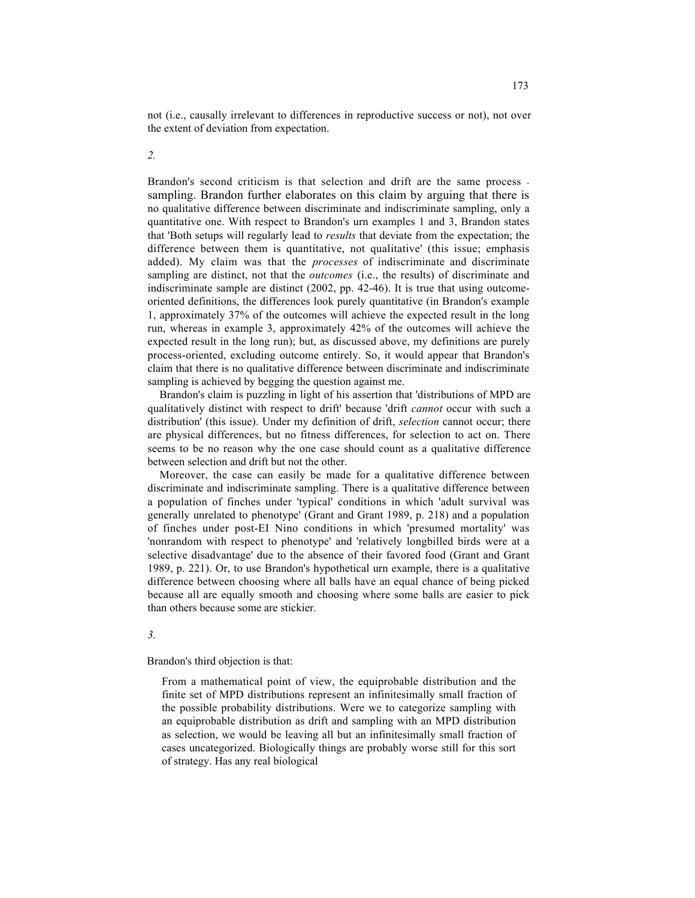not (i.e., causally irrelevant to differences in reproductive success or not), not over the extent of deviation from expectation.

*2.*

Brandon's second criticism is that selection and drift are the same process - sampling. Brandon further elaborates on this claim by arguing that there is no qualitative difference between discriminate and indiscriminate sampling, only a quantitative one. With respect to Brandon's urn examples 1 and 3, Brandon states that 'Both setups will regularly lead to *results* that deviate from the expectation; the difference between them is quantitative, not qualitative' (this issue; emphasis added). My claim was that the *processes* of indiscriminate and discriminate sampling are distinct, not that the *outcomes* (i.e., the results) of discriminate and indiscriminate sample are distinct (2002, pp. 42-46). It is true that using outcome-oriented definitions, the differences look purely quantitative (in Brandon's example 1, approximately 37% of the outcomes will achieve the expected result in the long run, whereas in example 3, approximately 42% of the outcomes will achieve the expected result in the long run); but, as discussed above, my definitions are purely process-oriented, excluding outcome entirely. So, it would appear that Brandon's claim that there is no qualitative difference between discriminate and indiscriminate sampling is achieved by begging the question against me.

Brandon's claim is puzzling in light of his assertion that 'distributions of MPD are qualitatively distinct with respect to drift' because 'drift *cannot* occur with such a distribution' (this issue). Under my definition of drift, *selection* cannot occur; there are physical differences, but no fitness differences, for selection to act on. There seems to be no reason why the one case should count as a qualitative difference between selection and drift but not the other.

Moreover, the case can easily be made for a qualitative difference between discriminate and indiscriminate sampling. There is a qualitative difference between a population of finches under 'typical' conditions in which 'adult survival was generally unrelated to phenotype' (Grant and Grant 1989, p. 218) and a population of finches under post-El Nino conditions in which 'presumed mortality' was 'nonrandom with respect to phenotype' and 'relatively longbilled birds were at a selective disadvantage' due to the absence of their favored food (Grant and Grant 1989, p. 221). Or, to use Brandon's hypothetical urn example, there is a qualitative difference between choosing where all balls have an equal chance of being picked because all are equally smooth and choosing where some balls are easier to pick than others because some are stickier.

*3.*

Brandon's third objection is that:

> From a mathematical point of view, the equiprobable distribution and the finite set of MPD distributions represent an infinitesimally small fraction of the possible probability distributions. Were we to categorize sampling with an equiprobable distribution as drift and sampling with an MPD distribution as selection, we would be leaving all but an infinitesimally small fraction of cases uncategorized. Biologically things are probably worse still for this sort of strategy. Has any real biological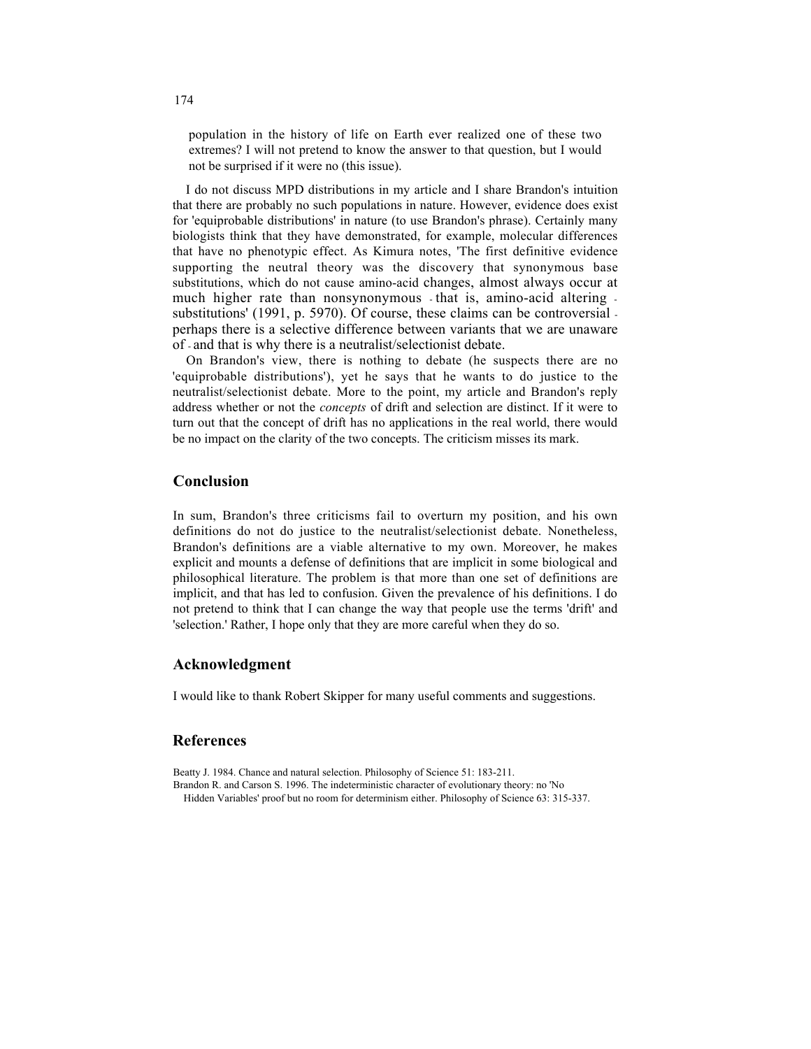population in the history of life on Earth ever realized one of these two extremes? I will not pretend to know the answer to that question, but I would not be surprised if it were no (this issue).

I do not discuss MPD distributions in my article and I share Brandon's intuition that there are probably no such populations in nature. However, evidence does exist for 'equiprobable distributions' in nature (to use Brandon's phrase). Certainly many biologists think that they have demonstrated, for example, molecular differences that have no phenotypic effect. As Kimura notes, 'The first definitive evidence supporting the neutral theory was the discovery that synonymous base substitutions, which do not cause amino-acid changes, almost always occur at much higher rate than nonsynonymous - that is, amino-acid altering - substitutions' (1991, p. 5970). Of course, these claims can be controversial - perhaps there is a selective difference between variants that we are unaware of - and that is why there is a neutralist/selectionist debate.

On Brandon's view, there is nothing to debate (he suspects there are no 'equiprobable distributions'), yet he says that he wants to do justice to the neutralist/selectionist debate. More to the point, my article and Brandon's reply address whether or not the *concepts* of drift and selection are distinct. If it were to turn out that the concept of drift has no applications in the real world, there would be no impact on the clarity of the two concepts. The criticism misses its mark.

## Conclusion

In sum, Brandon's three criticisms fail to overturn my position, and his own definitions do not do justice to the neutralist/selectionist debate. Nonetheless, Brandon's definitions are a viable alternative to my own. Moreover, he makes explicit and mounts a defense of definitions that are implicit in some biological and philosophical literature. The problem is that more than one set of definitions are implicit, and that has led to confusion. Given the prevalence of his definitions. I do not pretend to think that I can change the way that people use the terms 'drift' and 'selection.' Rather, I hope only that they are more careful when they do so.

## Acknowledgment

I would like to thank Robert Skipper for many useful comments and suggestions.

## References

Beatty J. 1984. Chance and natural selection. Philosophy of Science 51: 183-211.

Brandon R. and Carson S. 1996. The indeterministic character of evolutionary theory: no 'No Hidden Variables' proof but no room for determinism either. Philosophy of Science 63: 315-337.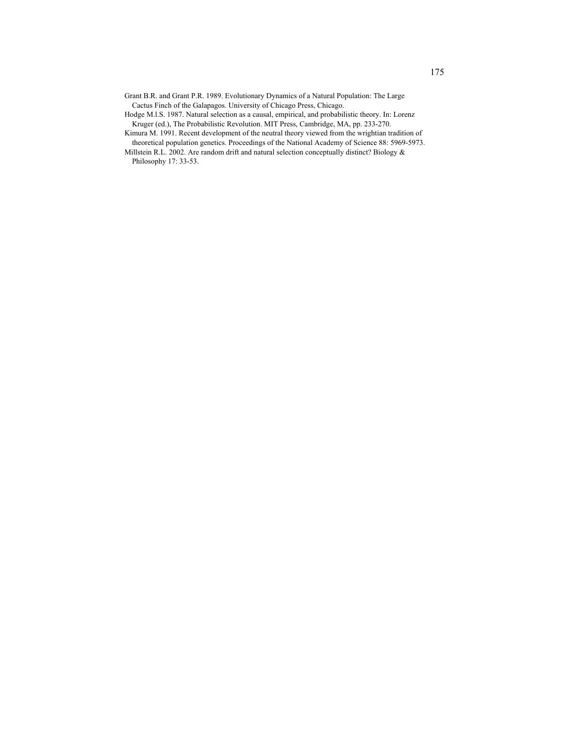Grant B.R. and Grant P.R. 1989. Evolutionary Dynamics of a Natural Population: The Large Cactus Finch of the Galapagos. University of Chicago Press, Chicago.

Hodge M.l.S. 1987. Natural selection as a causal, empirical, and probabilistic theory. In: Lorenz Kruger (ed.), The Probabilistic Revolution. MIT Press, Cambridge, MA, pp. 233-270.

Kimura M. 1991. Recent development of the neutral theory viewed from the wrightian tradition of theoretical population genetics. Proceedings of the National Academy of Science 88: 5969-5973.

Millstein R.L. 2002. Are random drift and natural selection conceptually distinct? Biology & Philosophy 17: 33-53.